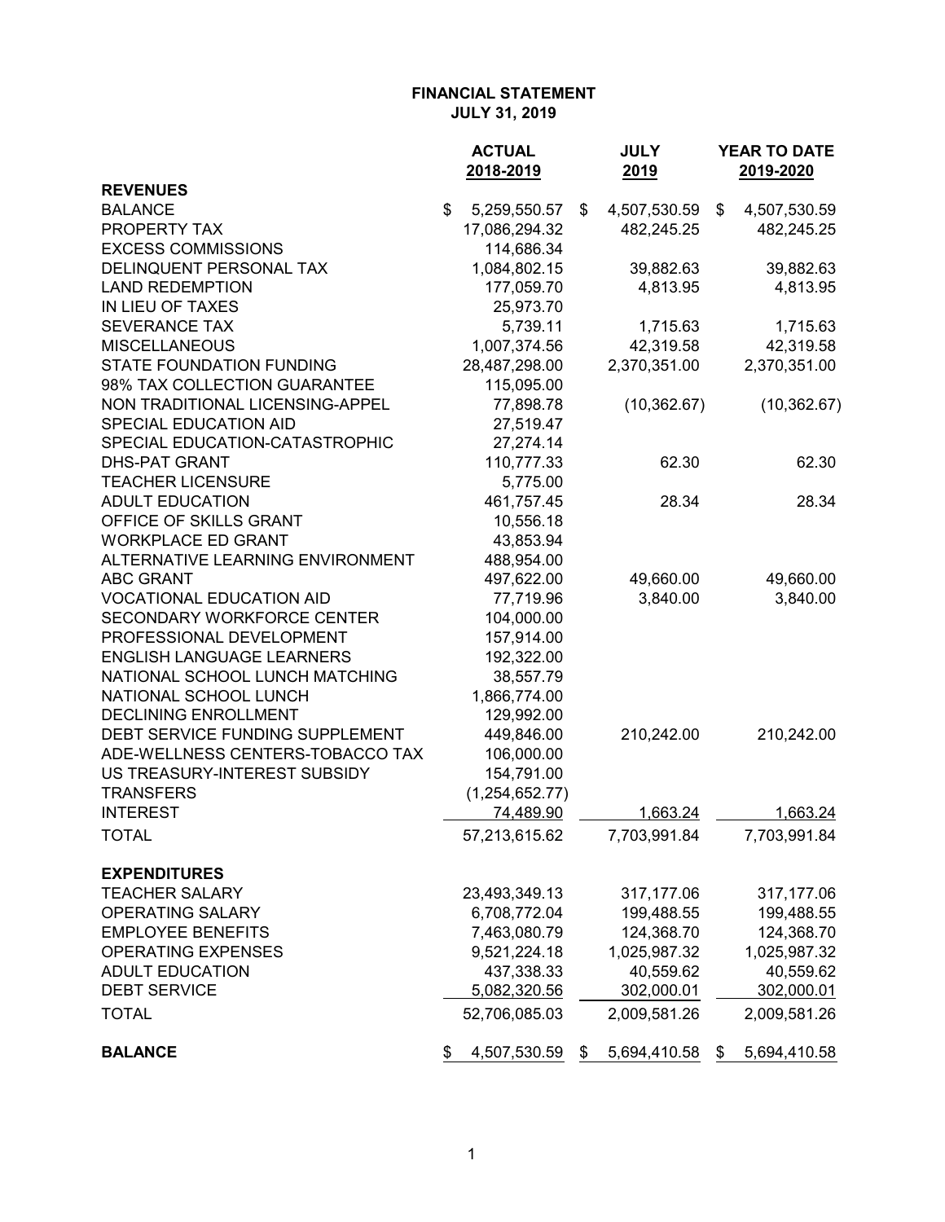# FINANCIAL STATEMENT
## JULY 31, 2019

| | ACTUAL 2018-2019 | JULY 2019 | YEAR TO DATE 2019-2020 |
|---|---|---|---|
| **REVENUES** | | | |
| BALANCE | $ 5,259,550.57 | $ 4,507,530.59 | $ 4,507,530.59 |
| PROPERTY TAX | 17,086,294.32 | 482,245.25 | 482,245.25 |
| EXCESS COMMISSIONS | 114,686.34 | | |
| DELINQUENT PERSONAL TAX | 1,084,802.15 | 39,882.63 | 39,882.63 |
| LAND REDEMPTION | 177,059.70 | 4,813.95 | 4,813.95 |
| IN LIEU OF TAXES | 25,973.70 | | |
| SEVERANCE TAX | 5,739.11 | 1,715.63 | 1,715.63 |
| MISCELLANEOUS | 1,007,374.56 | 42,319.58 | 42,319.58 |
| STATE FOUNDATION FUNDING | 28,487,298.00 | 2,370,351.00 | 2,370,351.00 |
| 98% TAX COLLECTION GUARANTEE | 115,095.00 | | |
| NON TRADITIONAL LICENSING-APPEL | 77,898.78 | (10,362.67) | (10,362.67) |
| SPECIAL EDUCATION AID | 27,519.47 | | |
| SPECIAL EDUCATION-CATASTROPHIC | 27,274.14 | | |
| DHS-PAT GRANT | 110,777.33 | 62.30 | 62.30 |
| TEACHER LICENSURE | 5,775.00 | | |
| ADULT EDUCATION | 461,757.45 | 28.34 | 28.34 |
| OFFICE OF SKILLS GRANT | 10,556.18 | | |
| WORKPLACE ED GRANT | 43,853.94 | | |
| ALTERNATIVE LEARNING ENVIRONMENT | 488,954.00 | | |
| ABC GRANT | 497,622.00 | 49,660.00 | 49,660.00 |
| VOCATIONAL EDUCATION AID | 77,719.96 | 3,840.00 | 3,840.00 |
| SECONDARY WORKFORCE CENTER | 104,000.00 | | |
| PROFESSIONAL DEVELOPMENT | 157,914.00 | | |
| ENGLISH LANGUAGE LEARNERS | 192,322.00 | | |
| NATIONAL SCHOOL LUNCH MATCHING | 38,557.79 | | |
| NATIONAL SCHOOL LUNCH | 1,866,774.00 | | |
| DECLINING ENROLLMENT | 129,992.00 | | |
| DEBT SERVICE FUNDING SUPPLEMENT | 449,846.00 | 210,242.00 | 210,242.00 |
| ADE-WELLNESS CENTERS-TOBACCO TAX | 106,000.00 | | |
| US TREASURY-INTEREST SUBSIDY | 154,791.00 | | |
| TRANSFERS | (1,254,652.77) | | |
| INTEREST | 74,489.90 | 1,663.24 | 1,663.24 |
| TOTAL | 57,213,615.62 | 7,703,991.84 | 7,703,991.84 |
| **EXPENDITURES** | | | |
| TEACHER SALARY | 23,493,349.13 | 317,177.06 | 317,177.06 |
| OPERATING SALARY | 6,708,772.04 | 199,488.55 | 199,488.55 |
| EMPLOYEE BENEFITS | 7,463,080.79 | 124,368.70 | 124,368.70 |
| OPERATING EXPENSES | 9,521,224.18 | 1,025,987.32 | 1,025,987.32 |
| ADULT EDUCATION | 437,338.33 | 40,559.62 | 40,559.62 |
| DEBT SERVICE | 5,082,320.56 | 302,000.01 | 302,000.01 |
| TOTAL | 52,706,085.03 | 2,009,581.26 | 2,009,581.26 |
| **BALANCE** | $ 4,507,530.59 | $ 5,694,410.58 | $ 5,694,410.58 |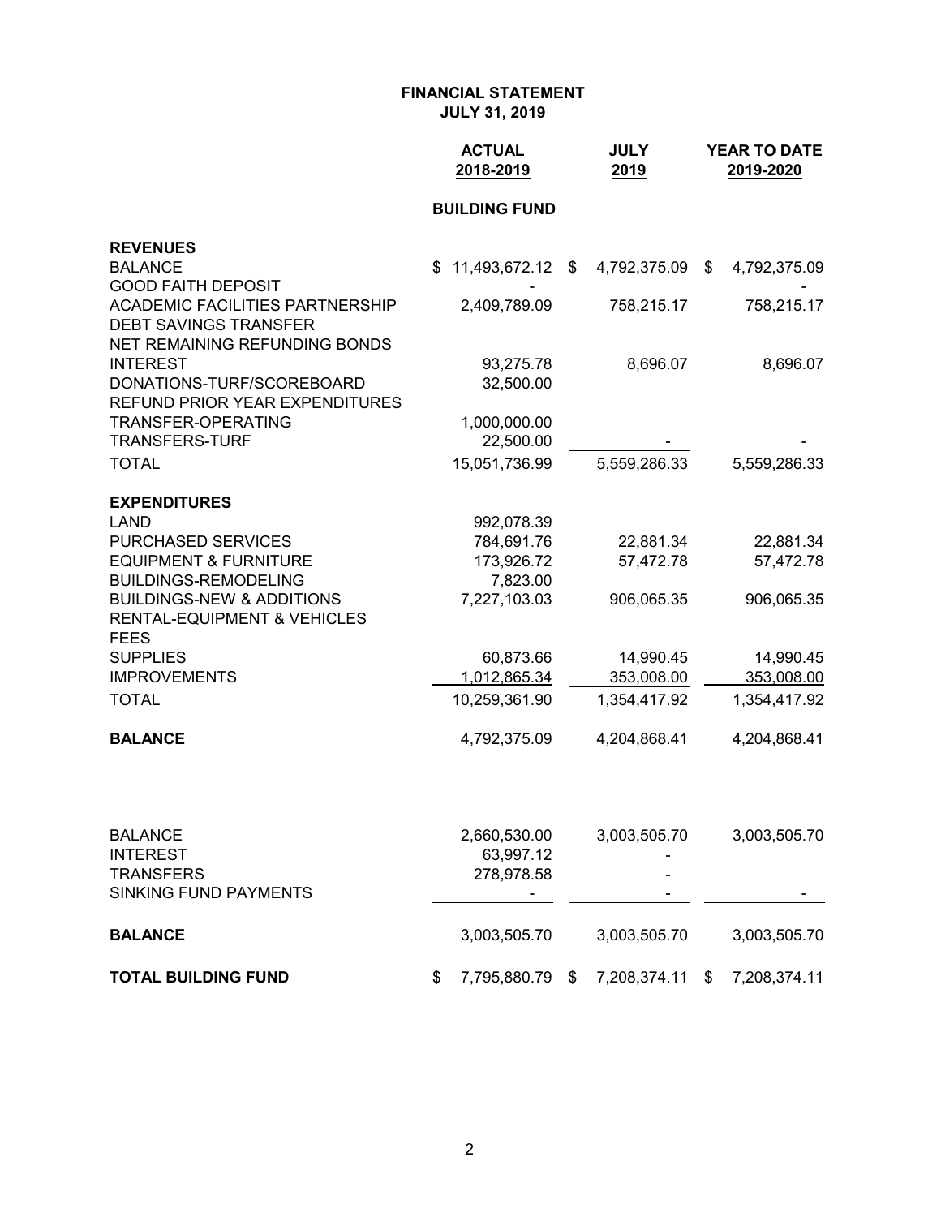**FINANCIAL STATEMENT**
**JULY 31, 2019**

| | ACTUAL 2018-2019 | JULY 2019 | YEAR TO DATE 2019-2020 |
|---|---|---|---|
| | **BUILDING FUND** | | |
| **REVENUES** | | | |
| BALANCE | $ 11,493,672.12 | $ 4,792,375.09 | $ 4,792,375.09 |
| GOOD FAITH DEPOSIT | - | | - |
| ACADEMIC FACILITIES PARTNERSHIP | 2,409,789.09 | 758,215.17 | 758,215.17 |
| DEBT SAVINGS TRANSFER | | | |
| NET REMAINING REFUNDING BONDS | | | |
| INTEREST | 93,275.78 | 8,696.07 | 8,696.07 |
| DONATIONS-TURF/SCOREBOARD | 32,500.00 | | |
| REFUND PRIOR YEAR EXPENDITURES | | | |
| TRANSFER-OPERATING | 1,000,000.00 | | |
| TRANSFERS-TURF | 22,500.00 | - | - |
| TOTAL | 15,051,736.99 | 5,559,286.33 | 5,559,286.33 |
| **EXPENDITURES** | | | |
| LAND | 992,078.39 | | |
| PURCHASED SERVICES | 784,691.76 | 22,881.34 | 22,881.34 |
| EQUIPMENT & FURNITURE | 173,926.72 | 57,472.78 | 57,472.78 |
| BUILDINGS-REMODELING | 7,823.00 | | |
| BUILDINGS-NEW & ADDITIONS | 7,227,103.03 | 906,065.35 | 906,065.35 |
| RENTAL-EQUIPMENT & VEHICLES | | | |
| FEES | | | |
| SUPPLIES | 60,873.66 | 14,990.45 | 14,990.45 |
| IMPROVEMENTS | 1,012,865.34 | 353,008.00 | 353,008.00 |
| TOTAL | 10,259,361.90 | 1,354,417.92 | 1,354,417.92 |
| **BALANCE** | 4,792,375.09 | 4,204,868.41 | 4,204,868.41 |
| | | | |
| BALANCE | 2,660,530.00 | 3,003,505.70 | 3,003,505.70 |
| INTEREST | 63,997.12 | - | |
| TRANSFERS | 278,978.58 | - | |
| SINKING FUND PAYMENTS | - | - | - |
| **BALANCE** | 3,003,505.70 | 3,003,505.70 | 3,003,505.70 |
| **TOTAL BUILDING FUND** | $ 7,795,880.79 | $ 7,208,374.11 | $ 7,208,374.11 |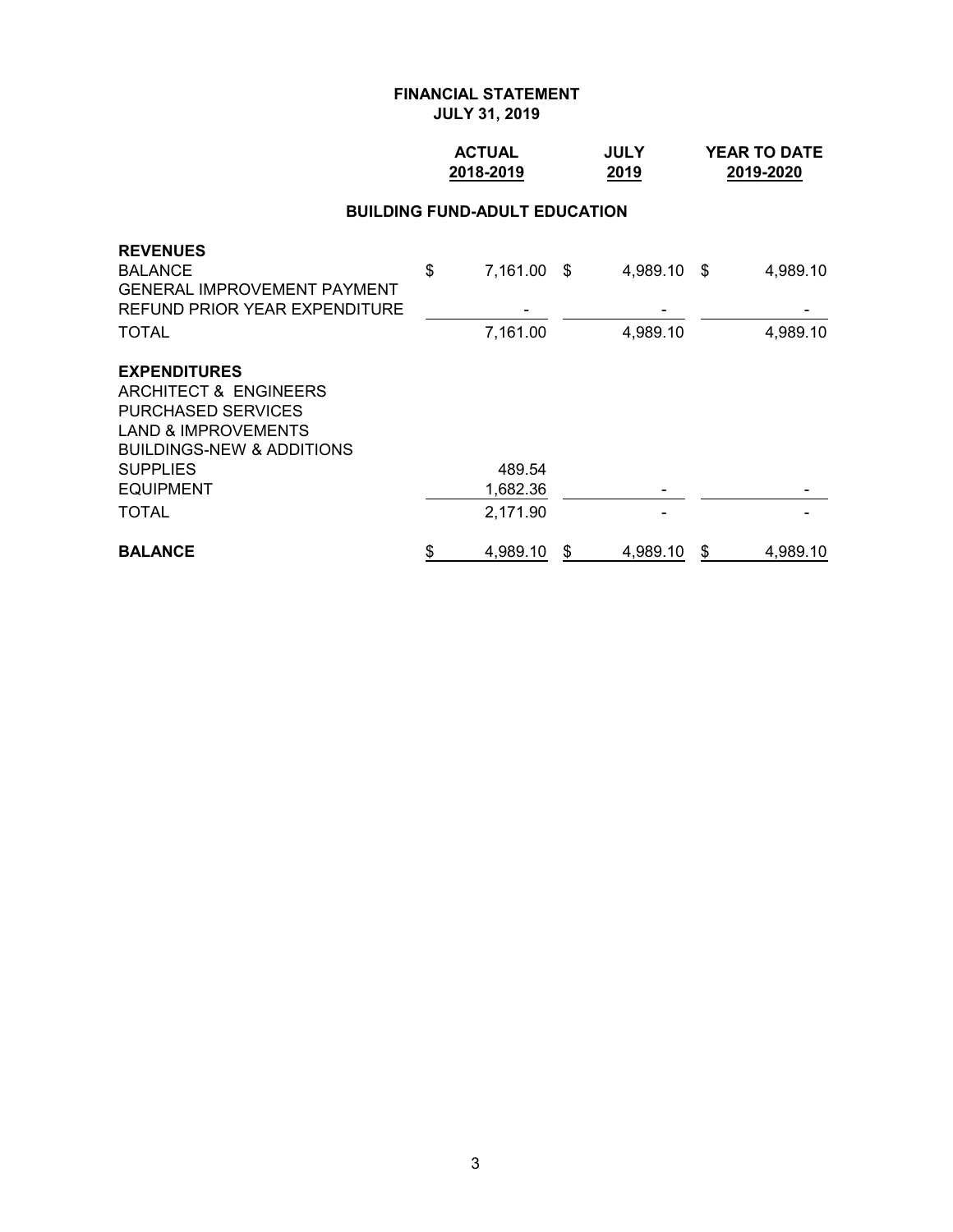**FINANCIAL STATEMENT**
**JULY 31, 2019**

| | ACTUAL 2018-2019 | JULY 2019 | YEAR TO DATE 2019-2020 |
|---|---|---|---|
| **BUILDING FUND-ADULT EDUCATION** | | | |
| **REVENUES** | | | |
| BALANCE | $ 7,161.00 | $ 4,989.10 | $ 4,989.10 |
| GENERAL IMPROVEMENT PAYMENT | | | |
| REFUND PRIOR YEAR EXPENDITURE | - | - | - |
| TOTAL | 7,161.00 | 4,989.10 | 4,989.10 |
| **EXPENDITURES** | | | |
| ARCHITECT & ENGINEERS | | | |
| PURCHASED SERVICES | | | |
| LAND & IMPROVEMENTS | | | |
| BUILDINGS-NEW & ADDITIONS | | | |
| SUPPLIES | 489.54 | | |
| EQUIPMENT | 1,682.36 | - | - |
| TOTAL | 2,171.90 | - | - |
| **BALANCE** | $ 4,989.10 | $ 4,989.10 | $ 4,989.10 |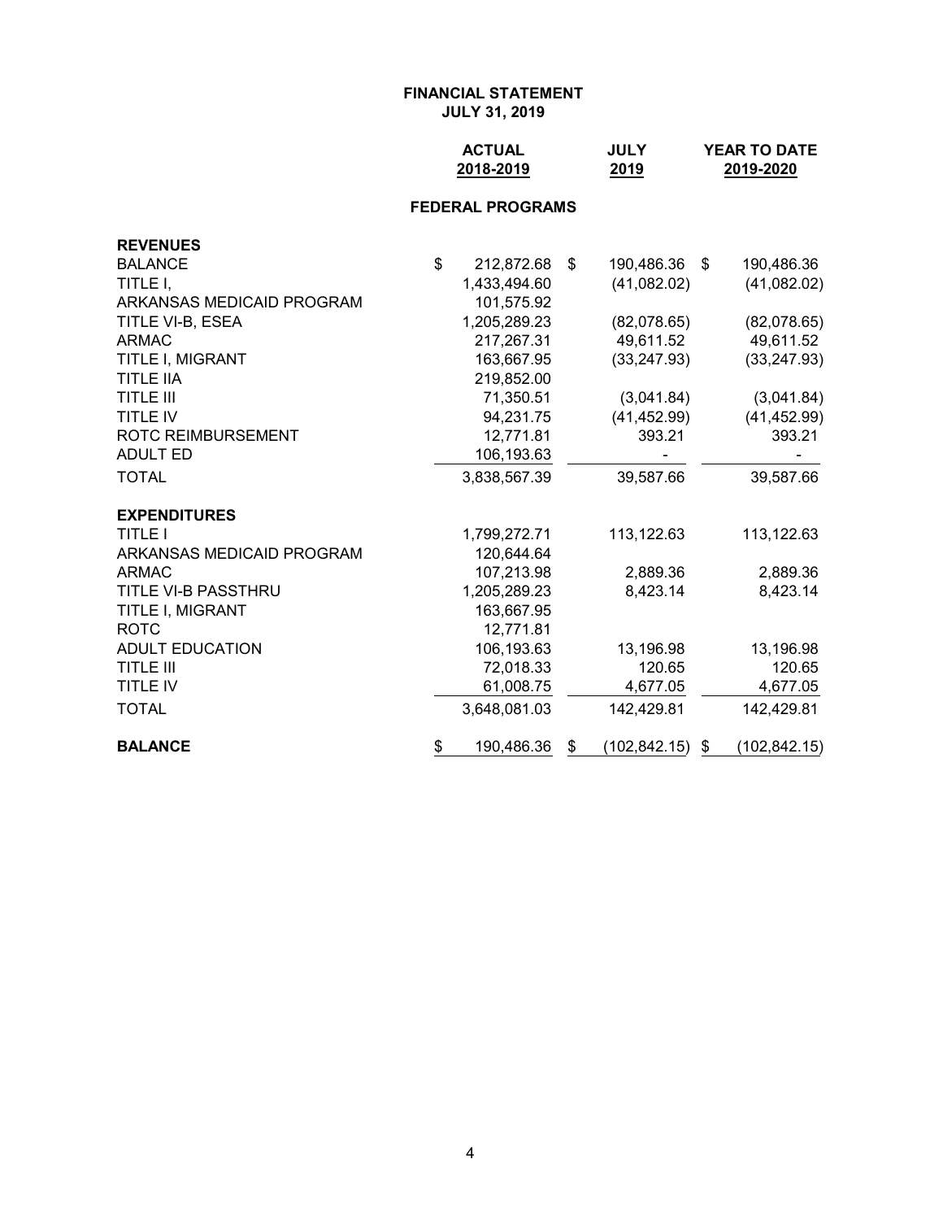**FINANCIAL STATEMENT**
**JULY 31, 2019**

| | ACTUAL 2018-2019 | JULY 2019 | YEAR TO DATE 2019-2020 |
|---|---|---|---|
| | **FEDERAL PROGRAMS** | | |
| **REVENUES** | | | |
| BALANCE | $ 212,872.68 | $ 190,486.36 | $ 190,486.36 |
| TITLE I, | 1,433,494.60 | (41,082.02) | (41,082.02) |
| ARKANSAS MEDICAID PROGRAM | 101,575.92 | | |
| TITLE VI-B, ESEA | 1,205,289.23 | (82,078.65) | (82,078.65) |
| ARMAC | 217,267.31 | 49,611.52 | 49,611.52 |
| TITLE I, MIGRANT | 163,667.95 | (33,247.93) | (33,247.93) |
| TITLE IIA | 219,852.00 | | |
| TITLE III | 71,350.51 | (3,041.84) | (3,041.84) |
| TITLE IV | 94,231.75 | (41,452.99) | (41,452.99) |
| ROTC REIMBURSEMENT | 12,771.81 | 393.21 | 393.21 |
| ADULT ED | 106,193.63 | - | - |
| TOTAL | 3,838,567.39 | 39,587.66 | 39,587.66 |
| **EXPENDITURES** | | | |
| TITLE I | 1,799,272.71 | 113,122.63 | 113,122.63 |
| ARKANSAS MEDICAID PROGRAM | 120,644.64 | | |
| ARMAC | 107,213.98 | 2,889.36 | 2,889.36 |
| TITLE VI-B PASSTHRU | 1,205,289.23 | 8,423.14 | 8,423.14 |
| TITLE I, MIGRANT | 163,667.95 | | |
| ROTC | 12,771.81 | | |
| ADULT EDUCATION | 106,193.63 | 13,196.98 | 13,196.98 |
| TITLE III | 72,018.33 | 120.65 | 120.65 |
| TITLE IV | 61,008.75 | 4,677.05 | 4,677.05 |
| TOTAL | 3,648,081.03 | 142,429.81 | 142,429.81 |
| **BALANCE** | $ 190,486.36 | $ (102,842.15) | $ (102,842.15) |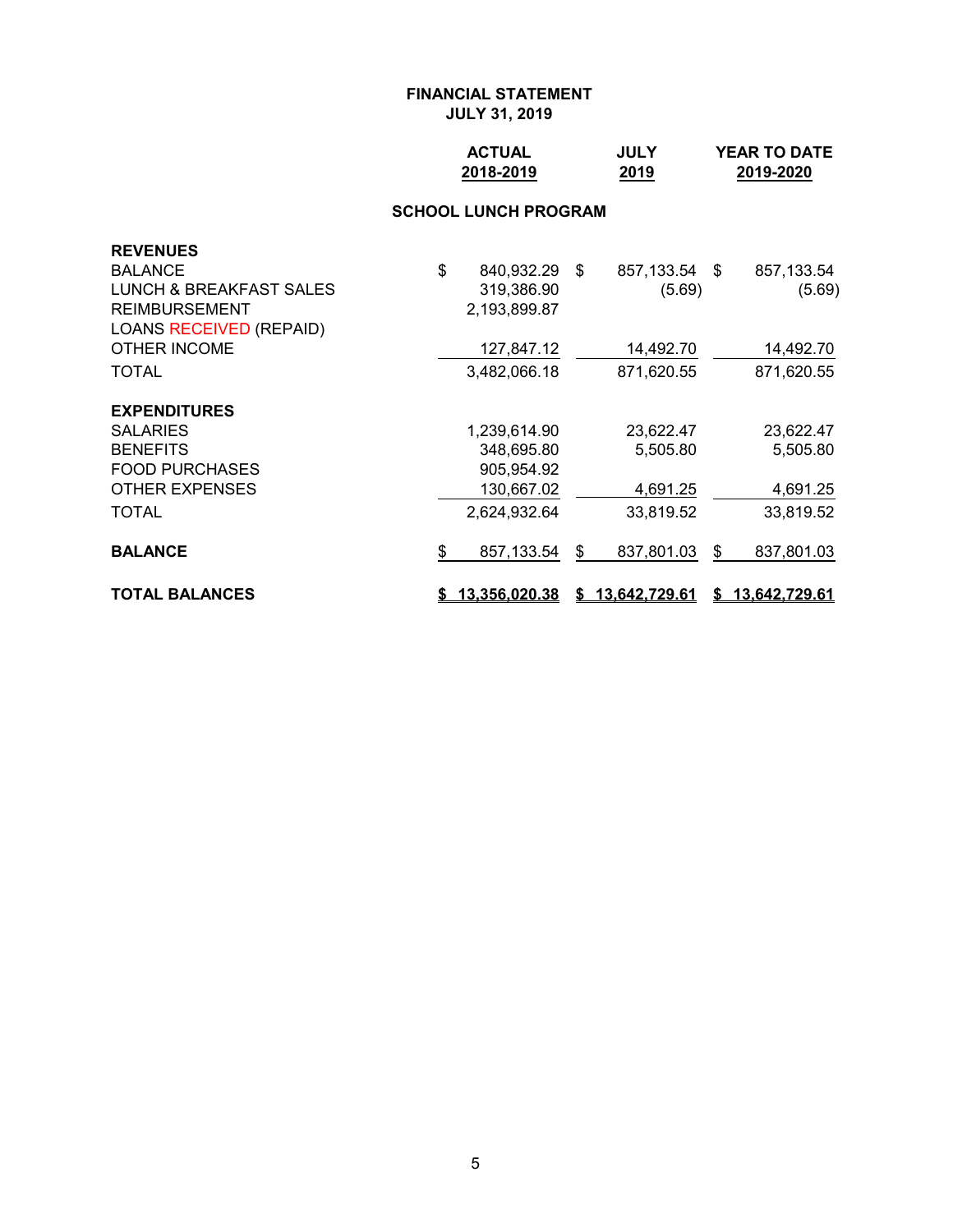**FINANCIAL STATEMENT**
**JULY 31, 2019**

| | ACTUAL 2018-2019 | JULY 2019 | YEAR TO DATE 2019-2020 |
|---|---|---|---|
| | **SCHOOL LUNCH PROGRAM** | | |
| **REVENUES** | | | |
| BALANCE | $ 840,932.29 | $ 857,133.54 | $ 857,133.54 |
| LUNCH & BREAKFAST SALES | 319,386.90 | (5.69) | (5.69) |
| REIMBURSEMENT | 2,193,899.87 | | |
| LOANS RECEIVED (REPAID) | | | |
| OTHER INCOME | 127,847.12 | 14,492.70 | 14,492.70 |
| TOTAL | 3,482,066.18 | 871,620.55 | 871,620.55 |
| **EXPENDITURES** | | | |
| SALARIES | 1,239,614.90 | 23,622.47 | 23,622.47 |
| BENEFITS | 348,695.80 | 5,505.80 | 5,505.80 |
| FOOD PURCHASES | 905,954.92 | | |
| OTHER EXPENSES | 130,667.02 | 4,691.25 | 4,691.25 |
| TOTAL | 2,624,932.64 | 33,819.52 | 33,819.52 |
| **BALANCE** | $ 857,133.54 | $ 837,801.03 | $ 837,801.03 |
| **TOTAL BALANCES** | **$ 13,356,020.38** | **$ 13,642,729.61** | **$ 13,642,729.61** |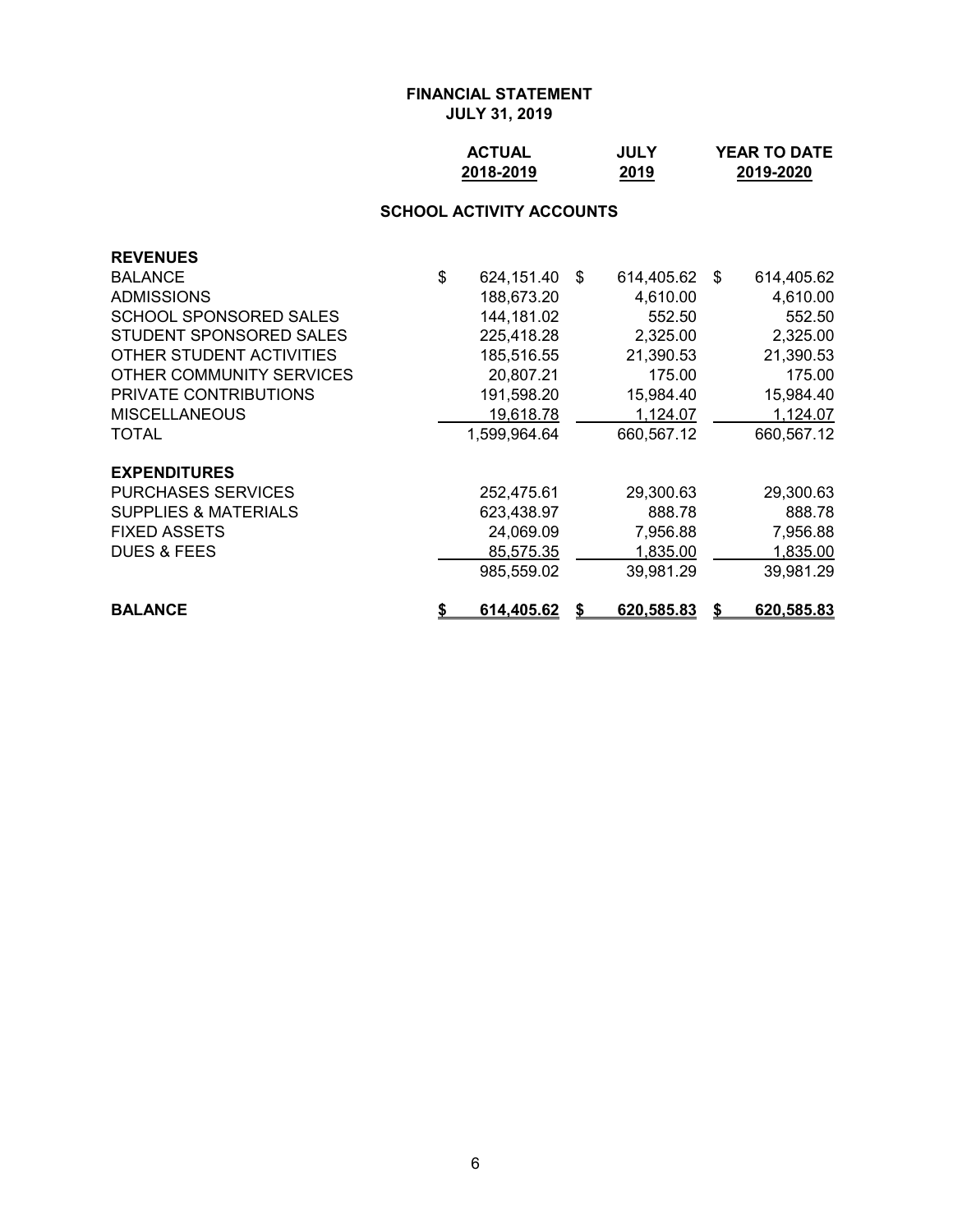**FINANCIAL STATEMENT**
**JULY 31, 2019**

**SCHOOL ACTIVITY ACCOUNTS**

| | ACTUAL 2018-2019 | JULY 2019 | YEAR TO DATE 2019-2020 |
|---|---|---|---|
| **REVENUES** | | | |
| BALANCE | $ 624,151.40 | $ 614,405.62 | $ 614,405.62 |
| ADMISSIONS | 188,673.20 | 4,610.00 | 4,610.00 |
| SCHOOL SPONSORED SALES | 144,181.02 | 552.50 | 552.50 |
| STUDENT SPONSORED SALES | 225,418.28 | 2,325.00 | 2,325.00 |
| OTHER STUDENT ACTIVITIES | 185,516.55 | 21,390.53 | 21,390.53 |
| OTHER COMMUNITY SERVICES | 20,807.21 | 175.00 | 175.00 |
| PRIVATE CONTRIBUTIONS | 191,598.20 | 15,984.40 | 15,984.40 |
| MISCELLANEOUS | 19,618.78 | 1,124.07 | 1,124.07 |
| TOTAL | 1,599,964.64 | 660,567.12 | 660,567.12 |
| **EXPENDITURES** | | | |
| PURCHASES SERVICES | 252,475.61 | 29,300.63 | 29,300.63 |
| SUPPLIES & MATERIALS | 623,438.97 | 888.78 | 888.78 |
| FIXED ASSETS | 24,069.09 | 7,956.88 | 7,956.88 |
| DUES & FEES | 85,575.35 | 1,835.00 | 1,835.00 |
| | 985,559.02 | 39,981.29 | 39,981.29 |
| **BALANCE** | **$ 614,405.62** | **$ 620,585.83** | **$ 620,585.83** |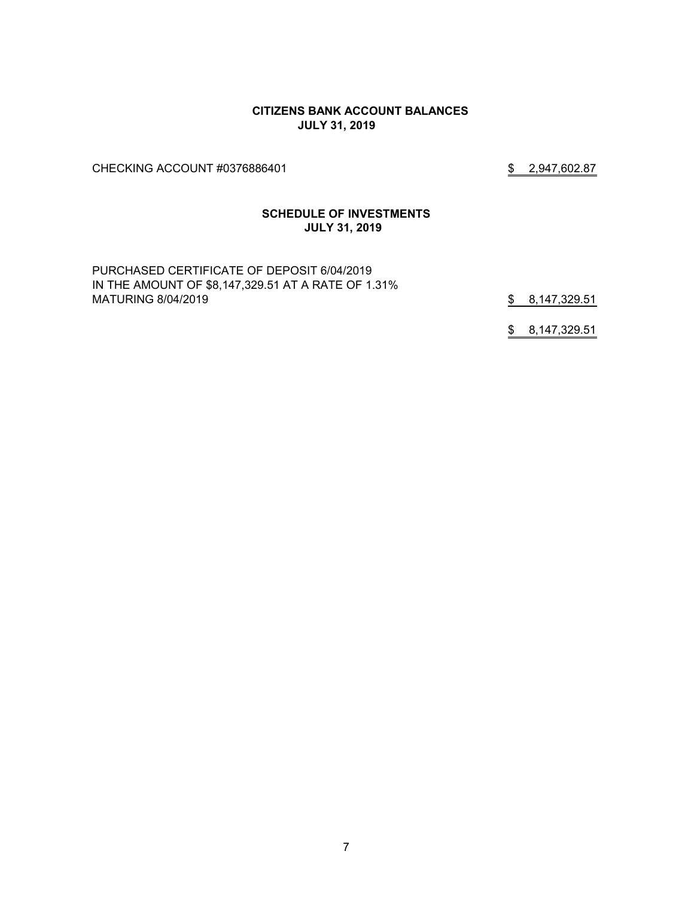## CITIZENS BANK ACCOUNT BALANCES
## JULY 31, 2019

| | |
|---|---|
| CHECKING ACCOUNT #0376886401 | $ 2,947,602.87 |

## SCHEDULE OF INVESTMENTS
## JULY 31, 2019

| | |
|---|---|
| PURCHASED CERTIFICATE OF DEPOSIT 6/04/2019<br>IN THE AMOUNT OF $8,147,329.51 AT A RATE OF 1.31%<br>MATURING 8/04/2019 | $ 8,147,329.51 |
| | $ 8,147,329.51 |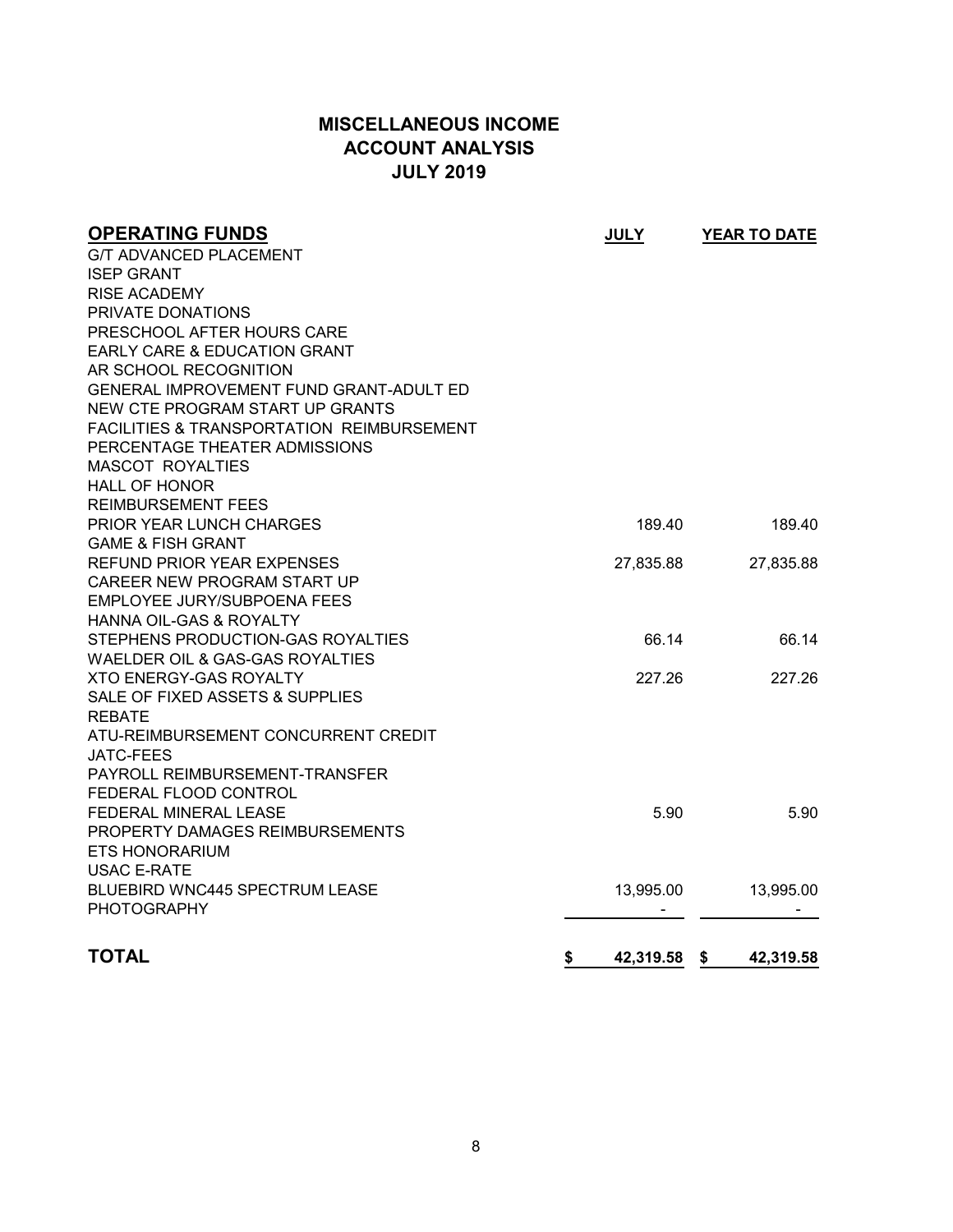# MISCELLANEOUS INCOME
## ACCOUNT ANALYSIS
## JULY 2019

| OPERATING FUNDS | JULY | YEAR TO DATE |
|---|---|---|
| G/T ADVANCED PLACEMENT | | |
| ISEP GRANT | | |
| RISE ACADEMY | | |
| PRIVATE DONATIONS | | |
| PRESCHOOL AFTER HOURS CARE | | |
| EARLY CARE & EDUCATION GRANT | | |
| AR SCHOOL RECOGNITION | | |
| GENERAL IMPROVEMENT FUND GRANT-ADULT ED | | |
| NEW CTE PROGRAM START UP GRANTS | | |
| FACILITIES & TRANSPORTATION REIMBURSEMENT | | |
| PERCENTAGE THEATER ADMISSIONS | | |
| MASCOT ROYALTIES | | |
| HALL OF HONOR | | |
| REIMBURSEMENT FEES | | |
| PRIOR YEAR LUNCH CHARGES | 189.40 | 189.40 |
| GAME & FISH GRANT | | |
| REFUND PRIOR YEAR EXPENSES | 27,835.88 | 27,835.88 |
| CAREER NEW PROGRAM START UP | | |
| EMPLOYEE JURY/SUBPOENA FEES | | |
| HANNA OIL-GAS & ROYALTY | | |
| STEPHENS PRODUCTION-GAS ROYALTIES | 66.14 | 66.14 |
| WAELDER OIL & GAS-GAS ROYALTIES | | |
| XTO ENERGY-GAS ROYALTY | 227.26 | 227.26 |
| SALE OF FIXED ASSETS & SUPPLIES | | |
| REBATE | | |
| ATU-REIMBURSEMENT CONCURRENT CREDIT | | |
| JATC-FEES | | |
| PAYROLL REIMBURSEMENT-TRANSFER | | |
| FEDERAL FLOOD CONTROL | | |
| FEDERAL MINERAL LEASE | 5.90 | 5.90 |
| PROPERTY DAMAGES REIMBURSEMENTS | | |
| ETS HONORARIUM | | |
| USAC E-RATE | | |
| BLUEBIRD WNC445 SPECTRUM LEASE | 13,995.00 | 13,995.00 |
| PHOTOGRAPHY | - | - |
| **TOTAL** | **$ 42,319.58** | **$ 42,319.58** |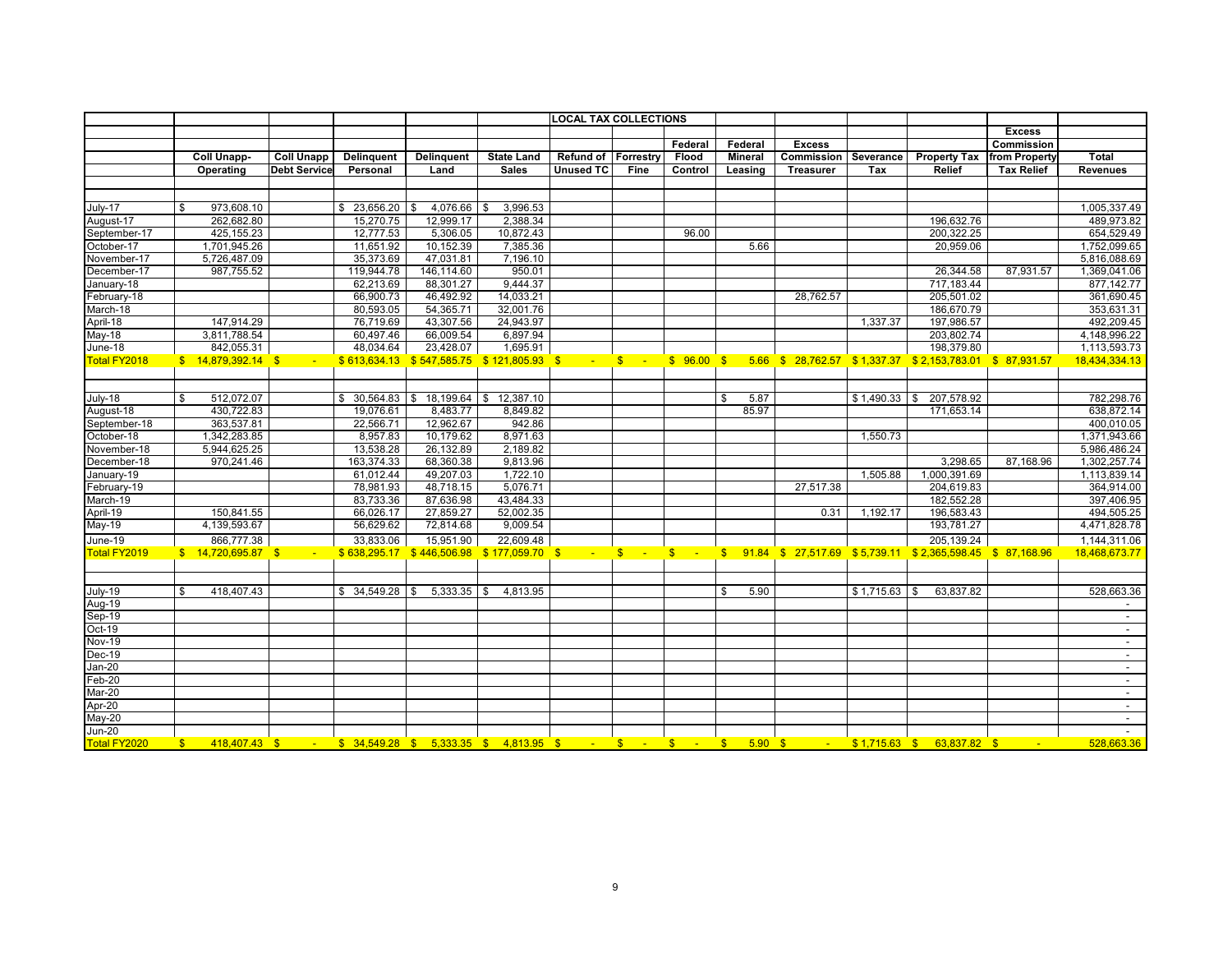| | | | | | | LOCAL TAX COLLECTIONS | | | | | | | | |
|---|---|---|---|---|---|---|---|---|---|---|---|---|---|---|
| | | | | | | | | | | | | | Excess | |
| | | | | | | | | Federal | Federal | Excess | | | Commission | |
| | Coll Unapp- | Coll Unapp | Delinquent | Delinquent | State Land | Refund of | Forrestry | Flood | Mineral | Commission | Severance | Property Tax | from Property | Total |
| | Operating | Debt Service | Personal | Land | Sales | Unused TC | Fine | Control | Leasing | Treasurer | Tax | Relief | Tax Relief | Revenues |
| July-17 | $ 973,608.10 | | $ 23,656.20 | $ 4,076.66 | $ 3,996.53 | | | | | | | | | 1,005,337.49 |
| August-17 | 262,682.80 | | 15,270.75 | 12,999.17 | 2,388.34 | | | | | | | 196,632.76 | | 489,973.82 |
| September-17 | 425,155.23 | | 12,777.53 | 5,306.05 | 10,872.43 | | | 96.00 | | | | 200,322.25 | | 654,529.49 |
| October-17 | 1,701,945.26 | | 11,651.92 | 10,152.39 | 7,385.36 | | | | 5.66 | | | 20,959.06 | | 1,752,099.65 |
| November-17 | 5,726,487.09 | | 35,373.69 | 47,031.81 | 7,196.10 | | | | | | | | | 5,816,088.69 |
| December-17 | 987,755.52 | | 119,944.78 | 146,114.60 | 950.01 | | | | | | | 26,344.58 | 87,931.57 | 1,369,041.06 |
| January-18 | | | 62,213.69 | 88,301.27 | 9,444.37 | | | | | | | 717,183.44 | | 877,142.77 |
| February-18 | | | 66,900.73 | 46,492.92 | 14,033.21 | | | | | 28,762.57 | | 205,501.02 | | 361,690.45 |
| March-18 | | | 80,593.05 | 54,365.71 | 32,001.76 | | | | | | | 186,670.79 | | 353,631.31 |
| April-18 | 147,914.29 | | 76,719.69 | 43,307.56 | 24,943.97 | | | | | | 1,337.37 | 197,986.57 | | 492,209.45 |
| May-18 | 3,811,788.54 | | 60,497.46 | 66,009.54 | 6,897.94 | | | | | | | 203,802.74 | | 4,148,996.22 |
| June-18 | 842,055.31 | | 48,034.64 | 23,428.07 | 1,695.91 | | | | | | | 198,379.80 | | 1,113,593.73 |
| Total FY2018 | $ 14,879,392.14 | $ - | $ 613,634.13 | $ 547,585.75 | $ 121,805.93 | $ - | $ - | $ 96.00 | $ 5.66 | $ 28,762.57 | $ 1,337.37 | $ 2,153,783.01 | $ 87,931.57 | 18,434,334.13 |
| | | | | | | | | | | | | | | |
| July-18 | $ 512,072.07 | | $ 30,564.83 | $ 18,199.64 | $ 12,387.10 | | | | $ 5.87 | | $ 1,490.33 | $ 207,578.92 | | 782,298.76 |
| August-18 | 430,722.83 | | 19,076.61 | 8,483.77 | 8,849.82 | | | | 85.97 | | | 171,653.14 | | 638,872.14 |
| September-18 | 363,537.81 | | 22,566.71 | 12,962.67 | 942.86 | | | | | | | | | 400,010.05 |
| October-18 | 1,342,283.85 | | 8,957.83 | 10,179.62 | 8,971.63 | | | | | | 1,550.73 | | | 1,371,943.66 |
| November-18 | 5,944,625.25 | | 13,538.28 | 26,132.89 | 2,189.82 | | | | | | | | | 5,986,486.24 |
| December-18 | 970,241.46 | | 163,374.33 | 68,360.38 | 9,813.96 | | | | | | | 3,298.65 | 87,168.96 | 1,302,257.74 |
| January-19 | | | 61,012.44 | 49,207.03 | 1,722.10 | | | | | | 1,505.88 | 1,000,391.69 | | 1,113,839.14 |
| February-19 | | | 78,981.93 | 48,718.15 | 5,076.71 | | | | | 27,517.38 | | 204,619.83 | | 364,914.00 |
| March-19 | | | 83,733.36 | 87,636.98 | 43,484.33 | | | | | | | 182,552.28 | | 397,406.95 |
| April-19 | 150,841.55 | | 66,026.17 | 27,859.27 | 52,002.35 | | | | | 0.31 | 1,192.17 | 196,583.43 | | 494,505.25 |
| May-19 | 4,139,593.67 | | 56,629.62 | 72,814.68 | 9,009.54 | | | | | | | 193,781.27 | | 4,471,828.78 |
| June-19 | 866,777.38 | | 33,833.06 | 15,951.90 | 22,609.48 | | | | | | | 205,139.24 | | 1,144,311.06 |
| Total FY2019 | $ 14,720,695.87 | $ - | $ 638,295.17 | $ 446,506.98 | $ 177,059.70 | $ - | $ - | $ - | $ 91.84 | $ 27,517.69 | $ 5,739.11 | $ 2,365,598.45 | $ 87,168.96 | 18,468,673.77 |
| | | | | | | | | | | | | | | |
| July-19 | $ 418,407.43 | | $ 34,549.28 | $ 5,333.35 | $ 4,813.95 | | | | $ 5.90 | | $ 1,715.63 | $ 63,837.82 | | 528,663.36 |
| Aug-19 | | | | | | | | | | | | | | - |
| Sep-19 | | | | | | | | | | | | | | - |
| Oct-19 | | | | | | | | | | | | | | - |
| Nov-19 | | | | | | | | | | | | | | - |
| Dec-19 | | | | | | | | | | | | | | - |
| Jan-20 | | | | | | | | | | | | | | - |
| Feb-20 | | | | | | | | | | | | | | - |
| Mar-20 | | | | | | | | | | | | | | - |
| Apr-20 | | | | | | | | | | | | | | - |
| May-20 | | | | | | | | | | | | | | - |
| Jun-20 | | | | | | | | | | | | | | - |
| Total FY2020 | $ 418,407.43 | $ - | $ 34,549.28 | $ 5,333.35 | $ 4,813.95 | $ - | $ - | $ - | $ 5.90 | $ - | $ 1,715.63 | $ 63,837.82 | $ - | 528,663.36 |